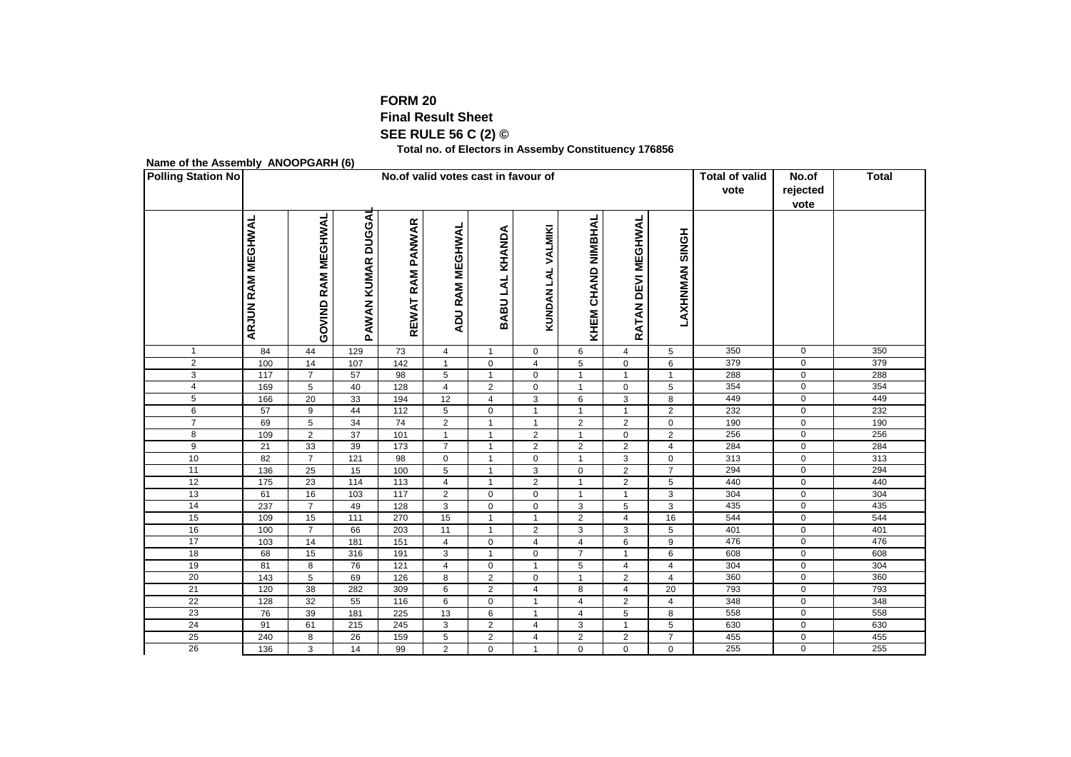**FORM 20**

**Final Result Sheet**

**SEE RULE 56 C (2) ©**

**Total no. of Electors in Assemby Constituency 176856**

**Name of the Assembly ANOOPGARH (6)**

| Polling Station No | No.of valid votes cast in favour of | | | | | | | | | | Total of valid vote | No.of rejected vote | Total |
|---|---|---|---|---|---|---|---|---|---|---|---|---|---|
| | ARJUN RAM MEGHWAL | GOVIND RAM MEGHWAL | PAWAN KUMAR DUGGAL | REWAT RAM PANWAR | ADU RAM MEGHWAL | BABU LAL KHANDA | KUNDAN LAL VALMIKI | KHEM CHAND NIMBHAL | RATAN DEVI MEGHWAL | LAXHNMAN SINGH | | | |
| 1 | 84 | 44 | 129 | 73 | 4 | 1 | 0 | 6 | 4 | 5 | 350 | 0 | 350 |
| 2 | 100 | 14 | 107 | 142 | 1 | 0 | 4 | 5 | 0 | 6 | 379 | 0 | 379 |
| 3 | 117 | 7 | 57 | 98 | 5 | 1 | 0 | 1 | 1 | 1 | 288 | 0 | 288 |
| 4 | 169 | 5 | 40 | 128 | 4 | 2 | 0 | 1 | 0 | 5 | 354 | 0 | 354 |
| 5 | 166 | 20 | 33 | 194 | 12 | 4 | 3 | 6 | 3 | 8 | 449 | 0 | 449 |
| 6 | 57 | 9 | 44 | 112 | 5 | 0 | 1 | 1 | 1 | 2 | 232 | 0 | 232 |
| 7 | 69 | 5 | 34 | 74 | 2 | 1 | 1 | 2 | 2 | 0 | 190 | 0 | 190 |
| 8 | 109 | 2 | 37 | 101 | 1 | 1 | 2 | 1 | 0 | 2 | 256 | 0 | 256 |
| 9 | 21 | 33 | 39 | 173 | 7 | 1 | 2 | 2 | 2 | 4 | 284 | 0 | 284 |
| 10 | 82 | 7 | 121 | 98 | 0 | 1 | 0 | 1 | 3 | 0 | 313 | 0 | 313 |
| 11 | 136 | 25 | 15 | 100 | 5 | 1 | 3 | 0 | 2 | 7 | 294 | 0 | 294 |
| 12 | 175 | 23 | 114 | 113 | 4 | 1 | 2 | 1 | 2 | 5 | 440 | 0 | 440 |
| 13 | 61 | 16 | 103 | 117 | 2 | 0 | 0 | 1 | 1 | 3 | 304 | 0 | 304 |
| 14 | 237 | 7 | 49 | 128 | 3 | 0 | 0 | 3 | 5 | 3 | 435 | 0 | 435 |
| 15 | 109 | 15 | 111 | 270 | 15 | 1 | 1 | 2 | 4 | 16 | 544 | 0 | 544 |
| 16 | 100 | 7 | 66 | 203 | 11 | 1 | 2 | 3 | 3 | 5 | 401 | 0 | 401 |
| 17 | 103 | 14 | 181 | 151 | 4 | 0 | 4 | 4 | 6 | 9 | 476 | 0 | 476 |
| 18 | 68 | 15 | 316 | 191 | 3 | 1 | 0 | 7 | 1 | 6 | 608 | 0 | 608 |
| 19 | 81 | 8 | 76 | 121 | 4 | 0 | 1 | 5 | 4 | 4 | 304 | 0 | 304 |
| 20 | 143 | 5 | 69 | 126 | 8 | 2 | 0 | 1 | 2 | 4 | 360 | 0 | 360 |
| 21 | 120 | 38 | 282 | 309 | 6 | 2 | 4 | 8 | 4 | 20 | 793 | 0 | 793 |
| 22 | 128 | 32 | 55 | 116 | 6 | 0 | 1 | 4 | 2 | 4 | 348 | 0 | 348 |
| 23 | 76 | 39 | 181 | 225 | 13 | 6 | 1 | 4 | 5 | 8 | 558 | 0 | 558 |
| 24 | 91 | 61 | 215 | 245 | 3 | 2 | 4 | 3 | 1 | 5 | 630 | 0 | 630 |
| 25 | 240 | 8 | 26 | 159 | 5 | 2 | 4 | 2 | 2 | 7 | 455 | 0 | 455 |
| 26 | 136 | 3 | 14 | 99 | 2 | 0 | 1 | 0 | 0 | 0 | 255 | 0 | 255 |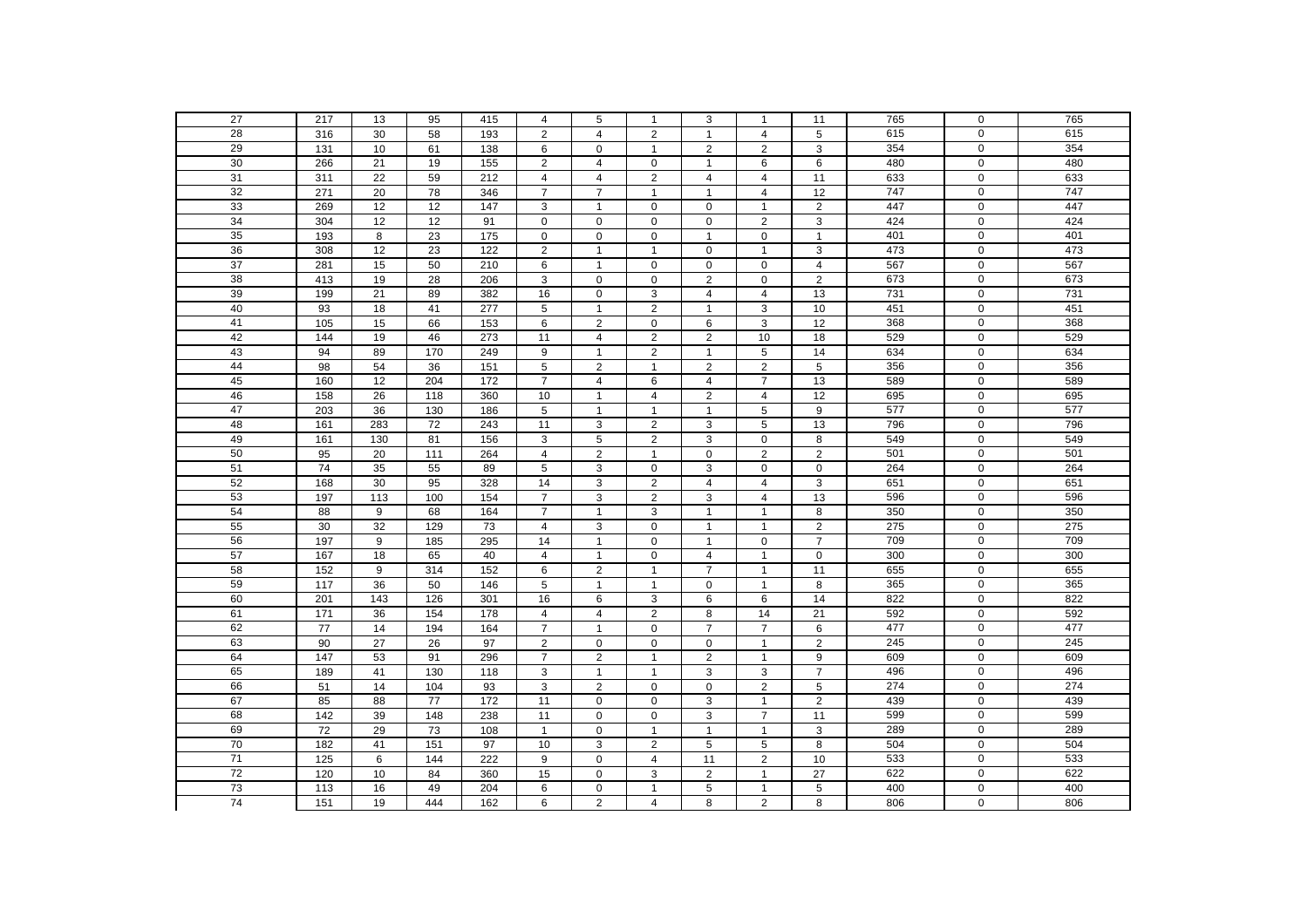| | | | | | | | | | | | | | |
|---|---|---|---|---|---|---|---|---|---|---|---|---|---|
| 27 | 217 | 13 | 95 | 415 | 4 | 5 | 1 | 3 | 1 | 11 | 765 | 0 | 765 |
| 28 | 316 | 30 | 58 | 193 | 2 | 4 | 2 | 1 | 4 | 5 | 615 | 0 | 615 |
| 29 | 131 | 10 | 61 | 138 | 6 | 0 | 1 | 2 | 2 | 3 | 354 | 0 | 354 |
| 30 | 266 | 21 | 19 | 155 | 2 | 4 | 0 | 1 | 6 | 6 | 480 | 0 | 480 |
| 31 | 311 | 22 | 59 | 212 | 4 | 4 | 2 | 4 | 4 | 11 | 633 | 0 | 633 |
| 32 | 271 | 20 | 78 | 346 | 7 | 7 | 1 | 1 | 4 | 12 | 747 | 0 | 747 |
| 33 | 269 | 12 | 12 | 147 | 3 | 1 | 0 | 0 | 1 | 2 | 447 | 0 | 447 |
| 34 | 304 | 12 | 12 | 91 | 0 | 0 | 0 | 0 | 2 | 3 | 424 | 0 | 424 |
| 35 | 193 | 8 | 23 | 175 | 0 | 0 | 0 | 1 | 0 | 1 | 401 | 0 | 401 |
| 36 | 308 | 12 | 23 | 122 | 2 | 1 | 1 | 0 | 1 | 3 | 473 | 0 | 473 |
| 37 | 281 | 15 | 50 | 210 | 6 | 1 | 0 | 0 | 0 | 4 | 567 | 0 | 567 |
| 38 | 413 | 19 | 28 | 206 | 3 | 0 | 0 | 2 | 0 | 2 | 673 | 0 | 673 |
| 39 | 199 | 21 | 89 | 382 | 16 | 0 | 3 | 4 | 4 | 13 | 731 | 0 | 731 |
| 40 | 93 | 18 | 41 | 277 | 5 | 1 | 2 | 1 | 3 | 10 | 451 | 0 | 451 |
| 41 | 105 | 15 | 66 | 153 | 6 | 2 | 0 | 6 | 3 | 12 | 368 | 0 | 368 |
| 42 | 144 | 19 | 46 | 273 | 11 | 4 | 2 | 2 | 10 | 18 | 529 | 0 | 529 |
| 43 | 94 | 89 | 170 | 249 | 9 | 1 | 2 | 1 | 5 | 14 | 634 | 0 | 634 |
| 44 | 98 | 54 | 36 | 151 | 5 | 2 | 1 | 2 | 2 | 5 | 356 | 0 | 356 |
| 45 | 160 | 12 | 204 | 172 | 7 | 4 | 6 | 4 | 7 | 13 | 589 | 0 | 589 |
| 46 | 158 | 26 | 118 | 360 | 10 | 1 | 4 | 2 | 4 | 12 | 695 | 0 | 695 |
| 47 | 203 | 36 | 130 | 186 | 5 | 1 | 1 | 1 | 5 | 9 | 577 | 0 | 577 |
| 48 | 161 | 283 | 72 | 243 | 11 | 3 | 2 | 3 | 5 | 13 | 796 | 0 | 796 |
| 49 | 161 | 130 | 81 | 156 | 3 | 5 | 2 | 3 | 0 | 8 | 549 | 0 | 549 |
| 50 | 95 | 20 | 111 | 264 | 4 | 2 | 1 | 0 | 2 | 2 | 501 | 0 | 501 |
| 51 | 74 | 35 | 55 | 89 | 5 | 3 | 0 | 3 | 0 | 0 | 264 | 0 | 264 |
| 52 | 168 | 30 | 95 | 328 | 14 | 3 | 2 | 4 | 4 | 3 | 651 | 0 | 651 |
| 53 | 197 | 113 | 100 | 154 | 7 | 3 | 2 | 3 | 4 | 13 | 596 | 0 | 596 |
| 54 | 88 | 9 | 68 | 164 | 7 | 1 | 3 | 1 | 1 | 8 | 350 | 0 | 350 |
| 55 | 30 | 32 | 129 | 73 | 4 | 3 | 0 | 1 | 1 | 2 | 275 | 0 | 275 |
| 56 | 197 | 9 | 185 | 295 | 14 | 1 | 0 | 1 | 0 | 7 | 709 | 0 | 709 |
| 57 | 167 | 18 | 65 | 40 | 4 | 1 | 0 | 4 | 1 | 0 | 300 | 0 | 300 |
| 58 | 152 | 9 | 314 | 152 | 6 | 2 | 1 | 7 | 1 | 11 | 655 | 0 | 655 |
| 59 | 117 | 36 | 50 | 146 | 5 | 1 | 1 | 0 | 1 | 8 | 365 | 0 | 365 |
| 60 | 201 | 143 | 126 | 301 | 16 | 6 | 3 | 6 | 6 | 14 | 822 | 0 | 822 |
| 61 | 171 | 36 | 154 | 178 | 4 | 4 | 2 | 8 | 14 | 21 | 592 | 0 | 592 |
| 62 | 77 | 14 | 194 | 164 | 7 | 1 | 0 | 7 | 7 | 6 | 477 | 0 | 477 |
| 63 | 90 | 27 | 26 | 97 | 2 | 0 | 0 | 0 | 1 | 2 | 245 | 0 | 245 |
| 64 | 147 | 53 | 91 | 296 | 7 | 2 | 1 | 2 | 1 | 9 | 609 | 0 | 609 |
| 65 | 189 | 41 | 130 | 118 | 3 | 1 | 1 | 3 | 3 | 7 | 496 | 0 | 496 |
| 66 | 51 | 14 | 104 | 93 | 3 | 2 | 0 | 0 | 2 | 5 | 274 | 0 | 274 |
| 67 | 85 | 88 | 77 | 172 | 11 | 0 | 0 | 3 | 1 | 2 | 439 | 0 | 439 |
| 68 | 142 | 39 | 148 | 238 | 11 | 0 | 0 | 3 | 7 | 11 | 599 | 0 | 599 |
| 69 | 72 | 29 | 73 | 108 | 1 | 0 | 1 | 1 | 1 | 3 | 289 | 0 | 289 |
| 70 | 182 | 41 | 151 | 97 | 10 | 3 | 2 | 5 | 5 | 8 | 504 | 0 | 504 |
| 71 | 125 | 6 | 144 | 222 | 9 | 0 | 4 | 11 | 2 | 10 | 533 | 0 | 533 |
| 72 | 120 | 10 | 84 | 360 | 15 | 0 | 3 | 2 | 1 | 27 | 622 | 0 | 622 |
| 73 | 113 | 16 | 49 | 204 | 6 | 0 | 1 | 5 | 1 | 5 | 400 | 0 | 400 |
| 74 | 151 | 19 | 444 | 162 | 6 | 2 | 4 | 8 | 2 | 8 | 806 | 0 | 806 |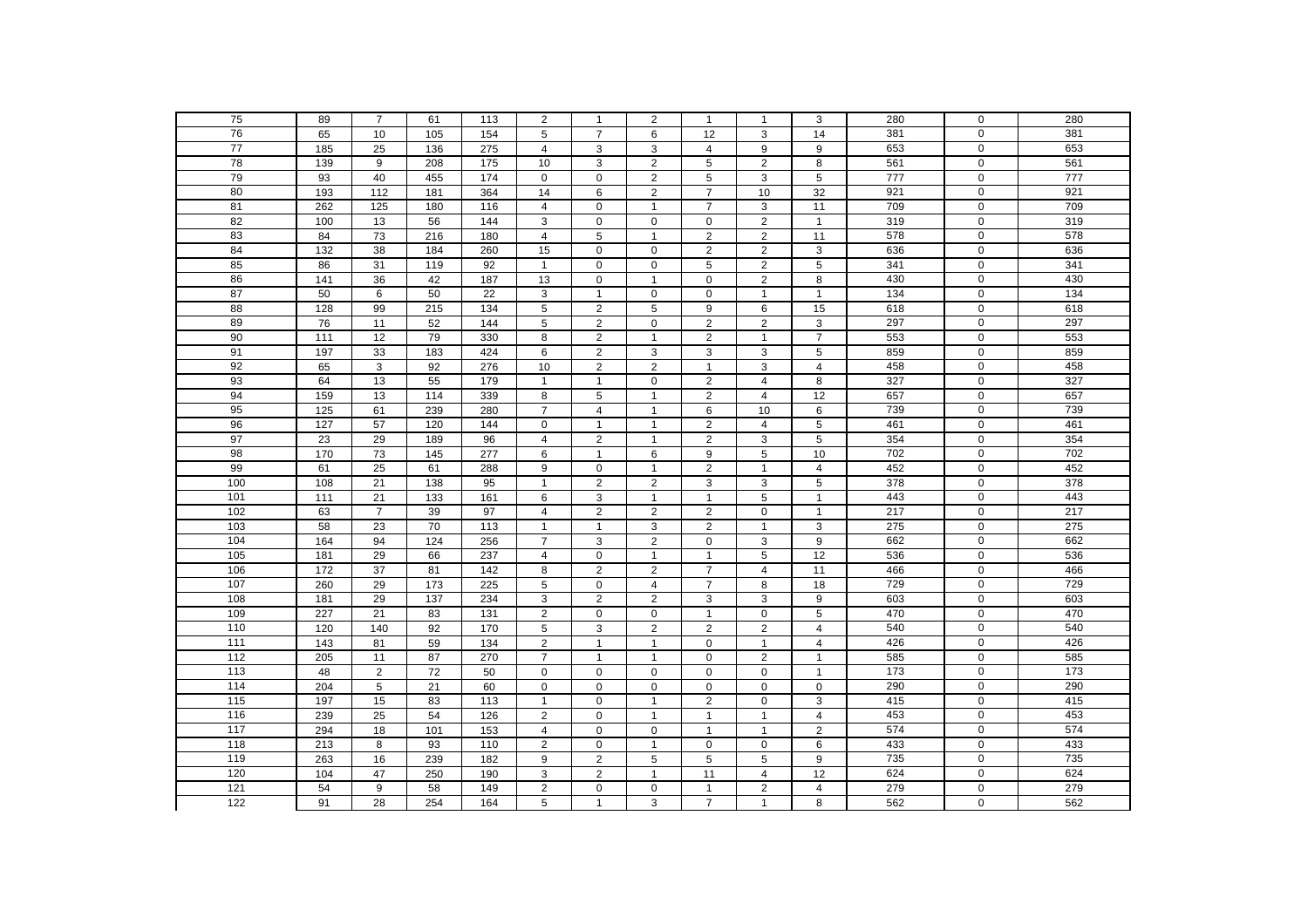| | | | | | | | | | | | | | |
|---|---|---|---|---|---|---|---|---|---|---|---|---|---|
| 75 | 89 | 7 | 61 | 113 | 2 | 1 | 2 | 1 | 1 | 3 | 280 | 0 | 280 |
| 76 | 65 | 10 | 105 | 154 | 5 | 7 | 6 | 12 | 3 | 14 | 381 | 0 | 381 |
| 77 | 185 | 25 | 136 | 275 | 4 | 3 | 3 | 4 | 9 | 9 | 653 | 0 | 653 |
| 78 | 139 | 9 | 208 | 175 | 10 | 3 | 2 | 5 | 2 | 8 | 561 | 0 | 561 |
| 79 | 93 | 40 | 455 | 174 | 0 | 0 | 2 | 5 | 3 | 5 | 777 | 0 | 777 |
| 80 | 193 | 112 | 181 | 364 | 14 | 6 | 2 | 7 | 10 | 32 | 921 | 0 | 921 |
| 81 | 262 | 125 | 180 | 116 | 4 | 0 | 1 | 7 | 3 | 11 | 709 | 0 | 709 |
| 82 | 100 | 13 | 56 | 144 | 3 | 0 | 0 | 0 | 2 | 1 | 319 | 0 | 319 |
| 83 | 84 | 73 | 216 | 180 | 4 | 5 | 1 | 2 | 2 | 11 | 578 | 0 | 578 |
| 84 | 132 | 38 | 184 | 260 | 15 | 0 | 0 | 2 | 2 | 3 | 636 | 0 | 636 |
| 85 | 86 | 31 | 119 | 92 | 1 | 0 | 0 | 5 | 2 | 5 | 341 | 0 | 341 |
| 86 | 141 | 36 | 42 | 187 | 13 | 0 | 1 | 0 | 2 | 8 | 430 | 0 | 430 |
| 87 | 50 | 6 | 50 | 22 | 3 | 1 | 0 | 0 | 1 | 1 | 134 | 0 | 134 |
| 88 | 128 | 99 | 215 | 134 | 5 | 2 | 5 | 9 | 6 | 15 | 618 | 0 | 618 |
| 89 | 76 | 11 | 52 | 144 | 5 | 2 | 0 | 2 | 2 | 3 | 297 | 0 | 297 |
| 90 | 111 | 12 | 79 | 330 | 8 | 2 | 1 | 2 | 1 | 7 | 553 | 0 | 553 |
| 91 | 197 | 33 | 183 | 424 | 6 | 2 | 3 | 3 | 3 | 5 | 859 | 0 | 859 |
| 92 | 65 | 3 | 92 | 276 | 10 | 2 | 2 | 1 | 3 | 4 | 458 | 0 | 458 |
| 93 | 64 | 13 | 55 | 179 | 1 | 1 | 0 | 2 | 4 | 8 | 327 | 0 | 327 |
| 94 | 159 | 13 | 114 | 339 | 8 | 5 | 1 | 2 | 4 | 12 | 657 | 0 | 657 |
| 95 | 125 | 61 | 239 | 280 | 7 | 4 | 1 | 6 | 10 | 6 | 739 | 0 | 739 |
| 96 | 127 | 57 | 120 | 144 | 0 | 1 | 1 | 2 | 4 | 5 | 461 | 0 | 461 |
| 97 | 23 | 29 | 189 | 96 | 4 | 2 | 1 | 2 | 3 | 5 | 354 | 0 | 354 |
| 98 | 170 | 73 | 145 | 277 | 6 | 1 | 6 | 9 | 5 | 10 | 702 | 0 | 702 |
| 99 | 61 | 25 | 61 | 288 | 9 | 0 | 1 | 2 | 1 | 4 | 452 | 0 | 452 |
| 100 | 108 | 21 | 138 | 95 | 1 | 2 | 2 | 3 | 3 | 5 | 378 | 0 | 378 |
| 101 | 111 | 21 | 133 | 161 | 6 | 3 | 1 | 1 | 5 | 1 | 443 | 0 | 443 |
| 102 | 63 | 7 | 39 | 97 | 4 | 2 | 2 | 2 | 0 | 1 | 217 | 0 | 217 |
| 103 | 58 | 23 | 70 | 113 | 1 | 1 | 3 | 2 | 1 | 3 | 275 | 0 | 275 |
| 104 | 164 | 94 | 124 | 256 | 7 | 3 | 2 | 0 | 3 | 9 | 662 | 0 | 662 |
| 105 | 181 | 29 | 66 | 237 | 4 | 0 | 1 | 1 | 5 | 12 | 536 | 0 | 536 |
| 106 | 172 | 37 | 81 | 142 | 8 | 2 | 2 | 7 | 4 | 11 | 466 | 0 | 466 |
| 107 | 260 | 29 | 173 | 225 | 5 | 0 | 4 | 7 | 8 | 18 | 729 | 0 | 729 |
| 108 | 181 | 29 | 137 | 234 | 3 | 2 | 2 | 3 | 3 | 9 | 603 | 0 | 603 |
| 109 | 227 | 21 | 83 | 131 | 2 | 0 | 0 | 1 | 0 | 5 | 470 | 0 | 470 |
| 110 | 120 | 140 | 92 | 170 | 5 | 3 | 2 | 2 | 2 | 4 | 540 | 0 | 540 |
| 111 | 143 | 81 | 59 | 134 | 2 | 1 | 1 | 0 | 1 | 4 | 426 | 0 | 426 |
| 112 | 205 | 11 | 87 | 270 | 7 | 1 | 1 | 0 | 2 | 1 | 585 | 0 | 585 |
| 113 | 48 | 2 | 72 | 50 | 0 | 0 | 0 | 0 | 0 | 1 | 173 | 0 | 173 |
| 114 | 204 | 5 | 21 | 60 | 0 | 0 | 0 | 0 | 0 | 0 | 290 | 0 | 290 |
| 115 | 197 | 15 | 83 | 113 | 1 | 0 | 1 | 2 | 0 | 3 | 415 | 0 | 415 |
| 116 | 239 | 25 | 54 | 126 | 2 | 0 | 1 | 1 | 1 | 4 | 453 | 0 | 453 |
| 117 | 294 | 18 | 101 | 153 | 4 | 0 | 0 | 1 | 1 | 2 | 574 | 0 | 574 |
| 118 | 213 | 8 | 93 | 110 | 2 | 0 | 1 | 0 | 0 | 6 | 433 | 0 | 433 |
| 119 | 263 | 16 | 239 | 182 | 9 | 2 | 5 | 5 | 5 | 9 | 735 | 0 | 735 |
| 120 | 104 | 47 | 250 | 190 | 3 | 2 | 1 | 11 | 4 | 12 | 624 | 0 | 624 |
| 121 | 54 | 9 | 58 | 149 | 2 | 0 | 0 | 1 | 2 | 4 | 279 | 0 | 279 |
| 122 | 91 | 28 | 254 | 164 | 5 | 1 | 3 | 7 | 1 | 8 | 562 | 0 | 562 |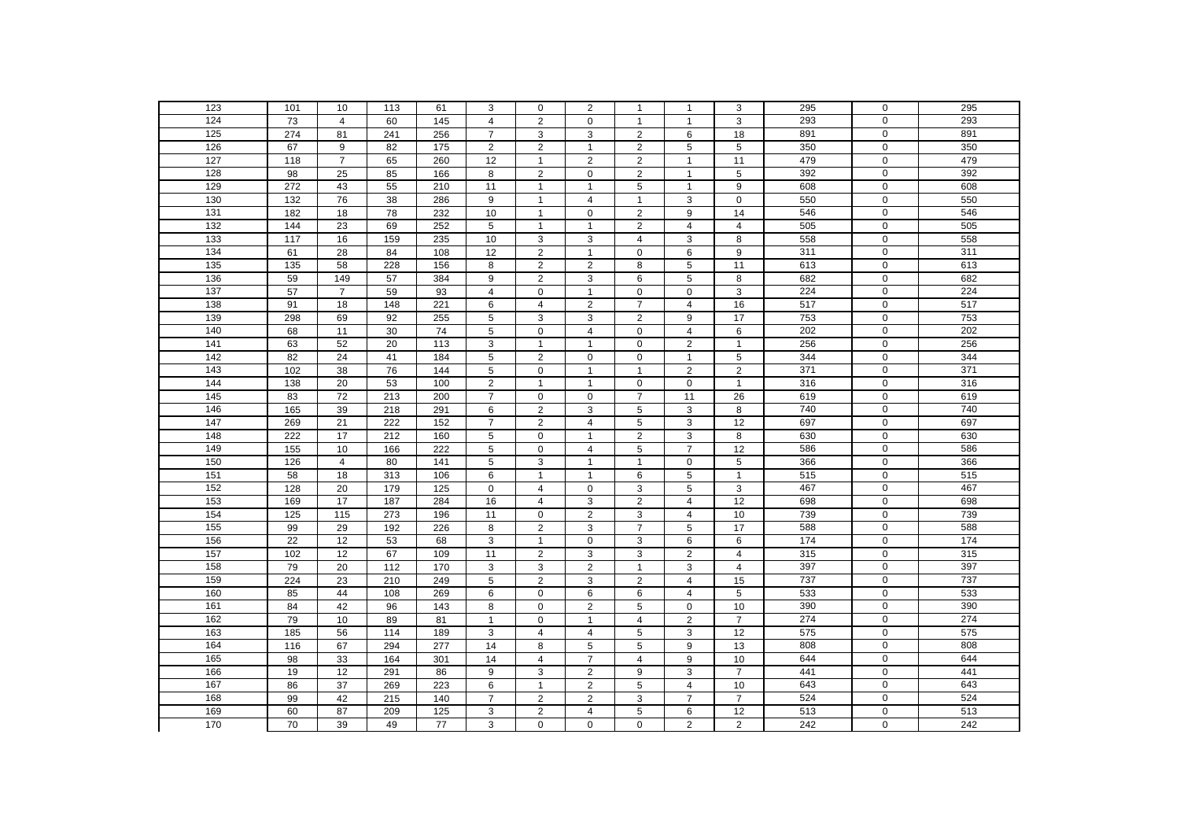| 123 | 101 | 10 | 113 | 61 | 3 | 0 | 2 | 1 | 1 | 3 | 295 | 0 | 295 |
|---|---|---|---|---|---|---|---|---|---|---|---|---|---|
| 124 | 73 | 4 | 60 | 145 | 4 | 2 | 0 | 1 | 1 | 3 | 293 | 0 | 293 |
| 125 | 274 | 81 | 241 | 256 | 7 | 3 | 3 | 2 | 6 | 18 | 891 | 0 | 891 |
| 126 | 67 | 9 | 82 | 175 | 2 | 2 | 1 | 2 | 5 | 5 | 350 | 0 | 350 |
| 127 | 118 | 7 | 65 | 260 | 12 | 1 | 2 | 2 | 1 | 11 | 479 | 0 | 479 |
| 128 | 98 | 25 | 85 | 166 | 8 | 2 | 0 | 2 | 1 | 5 | 392 | 0 | 392 |
| 129 | 272 | 43 | 55 | 210 | 11 | 1 | 1 | 5 | 1 | 9 | 608 | 0 | 608 |
| 130 | 132 | 76 | 38 | 286 | 9 | 1 | 4 | 1 | 3 | 0 | 550 | 0 | 550 |
| 131 | 182 | 18 | 78 | 232 | 10 | 1 | 0 | 2 | 9 | 14 | 546 | 0 | 546 |
| 132 | 144 | 23 | 69 | 252 | 5 | 1 | 1 | 2 | 4 | 4 | 505 | 0 | 505 |
| 133 | 117 | 16 | 159 | 235 | 10 | 3 | 3 | 4 | 3 | 8 | 558 | 0 | 558 |
| 134 | 61 | 28 | 84 | 108 | 12 | 2 | 1 | 0 | 6 | 9 | 311 | 0 | 311 |
| 135 | 135 | 58 | 228 | 156 | 8 | 2 | 2 | 8 | 5 | 11 | 613 | 0 | 613 |
| 136 | 59 | 149 | 57 | 384 | 9 | 2 | 3 | 6 | 5 | 8 | 682 | 0 | 682 |
| 137 | 57 | 7 | 59 | 93 | 4 | 0 | 1 | 0 | 0 | 3 | 224 | 0 | 224 |
| 138 | 91 | 18 | 148 | 221 | 6 | 4 | 2 | 7 | 4 | 16 | 517 | 0 | 517 |
| 139 | 298 | 69 | 92 | 255 | 5 | 3 | 3 | 2 | 9 | 17 | 753 | 0 | 753 |
| 140 | 68 | 11 | 30 | 74 | 5 | 0 | 4 | 0 | 4 | 6 | 202 | 0 | 202 |
| 141 | 63 | 52 | 20 | 113 | 3 | 1 | 1 | 0 | 2 | 1 | 256 | 0 | 256 |
| 142 | 82 | 24 | 41 | 184 | 5 | 2 | 0 | 0 | 1 | 5 | 344 | 0 | 344 |
| 143 | 102 | 38 | 76 | 144 | 5 | 0 | 1 | 1 | 2 | 2 | 371 | 0 | 371 |
| 144 | 138 | 20 | 53 | 100 | 2 | 1 | 1 | 0 | 0 | 1 | 316 | 0 | 316 |
| 145 | 83 | 72 | 213 | 200 | 7 | 0 | 0 | 7 | 11 | 26 | 619 | 0 | 619 |
| 146 | 165 | 39 | 218 | 291 | 6 | 2 | 3 | 5 | 3 | 8 | 740 | 0 | 740 |
| 147 | 269 | 21 | 222 | 152 | 7 | 2 | 4 | 5 | 3 | 12 | 697 | 0 | 697 |
| 148 | 222 | 17 | 212 | 160 | 5 | 0 | 1 | 2 | 3 | 8 | 630 | 0 | 630 |
| 149 | 155 | 10 | 166 | 222 | 5 | 0 | 4 | 5 | 7 | 12 | 586 | 0 | 586 |
| 150 | 126 | 4 | 80 | 141 | 5 | 3 | 1 | 1 | 0 | 5 | 366 | 0 | 366 |
| 151 | 58 | 18 | 313 | 106 | 6 | 1 | 1 | 6 | 5 | 1 | 515 | 0 | 515 |
| 152 | 128 | 20 | 179 | 125 | 0 | 4 | 0 | 3 | 5 | 3 | 467 | 0 | 467 |
| 153 | 169 | 17 | 187 | 284 | 16 | 4 | 3 | 2 | 4 | 12 | 698 | 0 | 698 |
| 154 | 125 | 115 | 273 | 196 | 11 | 0 | 2 | 3 | 4 | 10 | 739 | 0 | 739 |
| 155 | 99 | 29 | 192 | 226 | 8 | 2 | 3 | 7 | 5 | 17 | 588 | 0 | 588 |
| 156 | 22 | 12 | 53 | 68 | 3 | 1 | 0 | 3 | 6 | 6 | 174 | 0 | 174 |
| 157 | 102 | 12 | 67 | 109 | 11 | 2 | 3 | 3 | 2 | 4 | 315 | 0 | 315 |
| 158 | 79 | 20 | 112 | 170 | 3 | 3 | 2 | 1 | 3 | 4 | 397 | 0 | 397 |
| 159 | 224 | 23 | 210 | 249 | 5 | 2 | 3 | 2 | 4 | 15 | 737 | 0 | 737 |
| 160 | 85 | 44 | 108 | 269 | 6 | 0 | 6 | 6 | 4 | 5 | 533 | 0 | 533 |
| 161 | 84 | 42 | 96 | 143 | 8 | 0 | 2 | 5 | 0 | 10 | 390 | 0 | 390 |
| 162 | 79 | 10 | 89 | 81 | 1 | 0 | 1 | 4 | 2 | 7 | 274 | 0 | 274 |
| 163 | 185 | 56 | 114 | 189 | 3 | 4 | 4 | 5 | 3 | 12 | 575 | 0 | 575 |
| 164 | 116 | 67 | 294 | 277 | 14 | 8 | 5 | 5 | 9 | 13 | 808 | 0 | 808 |
| 165 | 98 | 33 | 164 | 301 | 14 | 4 | 7 | 4 | 9 | 10 | 644 | 0 | 644 |
| 166 | 19 | 12 | 291 | 86 | 9 | 3 | 2 | 9 | 3 | 7 | 441 | 0 | 441 |
| 167 | 86 | 37 | 269 | 223 | 6 | 1 | 2 | 5 | 4 | 10 | 643 | 0 | 643 |
| 168 | 99 | 42 | 215 | 140 | 7 | 2 | 2 | 3 | 7 | 7 | 524 | 0 | 524 |
| 169 | 60 | 87 | 209 | 125 | 3 | 2 | 4 | 5 | 6 | 12 | 513 | 0 | 513 |
| 170 | 70 | 39 | 49 | 77 | 3 | 0 | 0 | 0 | 2 | 2 | 242 | 0 | 242 |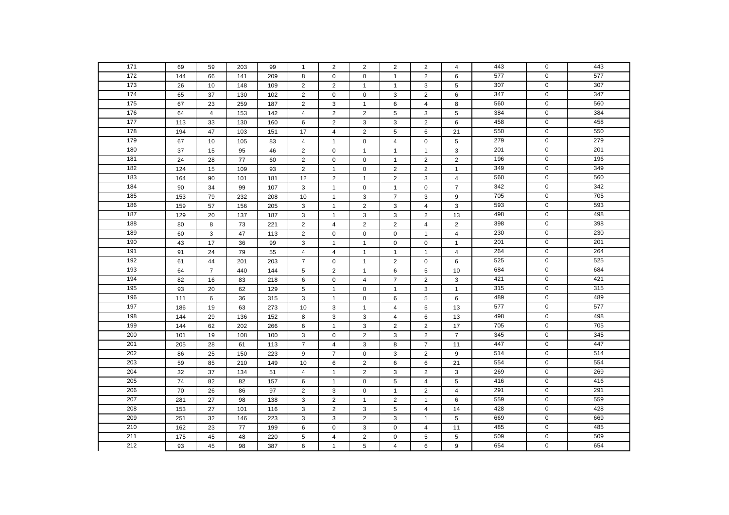| | | | | | | | | | | | | | |
|---|---|---|---|---|---|---|---|---|---|---|---|---|---|
| 171 | 69 | 59 | 203 | 99 | 1 | 2 | 2 | 2 | 2 | 4 | 443 | 0 | 443 |
| 172 | 144 | 66 | 141 | 209 | 8 | 0 | 0 | 1 | 2 | 6 | 577 | 0 | 577 |
| 173 | 26 | 10 | 148 | 109 | 2 | 2 | 1 | 1 | 3 | 5 | 307 | 0 | 307 |
| 174 | 65 | 37 | 130 | 102 | 2 | 0 | 0 | 3 | 2 | 6 | 347 | 0 | 347 |
| 175 | 67 | 23 | 259 | 187 | 2 | 3 | 1 | 6 | 4 | 8 | 560 | 0 | 560 |
| 176 | 64 | 4 | 153 | 142 | 4 | 2 | 2 | 5 | 3 | 5 | 384 | 0 | 384 |
| 177 | 113 | 33 | 130 | 160 | 6 | 2 | 3 | 3 | 2 | 6 | 458 | 0 | 458 |
| 178 | 194 | 47 | 103 | 151 | 17 | 4 | 2 | 5 | 6 | 21 | 550 | 0 | 550 |
| 179 | 67 | 10 | 105 | 83 | 4 | 1 | 0 | 4 | 0 | 5 | 279 | 0 | 279 |
| 180 | 37 | 15 | 95 | 46 | 2 | 0 | 1 | 1 | 1 | 3 | 201 | 0 | 201 |
| 181 | 24 | 28 | 77 | 60 | 2 | 0 | 0 | 1 | 2 | 2 | 196 | 0 | 196 |
| 182 | 124 | 15 | 109 | 93 | 2 | 1 | 0 | 2 | 2 | 1 | 349 | 0 | 349 |
| 183 | 164 | 90 | 101 | 181 | 12 | 2 | 1 | 2 | 3 | 4 | 560 | 0 | 560 |
| 184 | 90 | 34 | 99 | 107 | 3 | 1 | 0 | 1 | 0 | 7 | 342 | 0 | 342 |
| 185 | 153 | 79 | 232 | 208 | 10 | 1 | 3 | 7 | 3 | 9 | 705 | 0 | 705 |
| 186 | 159 | 57 | 156 | 205 | 3 | 1 | 2 | 3 | 4 | 3 | 593 | 0 | 593 |
| 187 | 129 | 20 | 137 | 187 | 3 | 1 | 3 | 3 | 2 | 13 | 498 | 0 | 498 |
| 188 | 80 | 8 | 73 | 221 | 2 | 4 | 2 | 2 | 4 | 2 | 398 | 0 | 398 |
| 189 | 60 | 3 | 47 | 113 | 2 | 0 | 0 | 0 | 1 | 4 | 230 | 0 | 230 |
| 190 | 43 | 17 | 36 | 99 | 3 | 1 | 1 | 0 | 0 | 1 | 201 | 0 | 201 |
| 191 | 91 | 24 | 79 | 55 | 4 | 4 | 1 | 1 | 1 | 4 | 264 | 0 | 264 |
| 192 | 61 | 44 | 201 | 203 | 7 | 0 | 1 | 2 | 0 | 6 | 525 | 0 | 525 |
| 193 | 64 | 7 | 440 | 144 | 5 | 2 | 1 | 6 | 5 | 10 | 684 | 0 | 684 |
| 194 | 82 | 16 | 83 | 218 | 6 | 0 | 4 | 7 | 2 | 3 | 421 | 0 | 421 |
| 195 | 93 | 20 | 62 | 129 | 5 | 1 | 0 | 1 | 3 | 1 | 315 | 0 | 315 |
| 196 | 111 | 6 | 36 | 315 | 3 | 1 | 0 | 6 | 5 | 6 | 489 | 0 | 489 |
| 197 | 186 | 19 | 63 | 273 | 10 | 3 | 1 | 4 | 5 | 13 | 577 | 0 | 577 |
| 198 | 144 | 29 | 136 | 152 | 8 | 3 | 3 | 4 | 6 | 13 | 498 | 0 | 498 |
| 199 | 144 | 62 | 202 | 266 | 6 | 1 | 3 | 2 | 2 | 17 | 705 | 0 | 705 |
| 200 | 101 | 19 | 108 | 100 | 3 | 0 | 2 | 3 | 2 | 7 | 345 | 0 | 345 |
| 201 | 205 | 28 | 61 | 113 | 7 | 4 | 3 | 8 | 7 | 11 | 447 | 0 | 447 |
| 202 | 86 | 25 | 150 | 223 | 9 | 7 | 0 | 3 | 2 | 9 | 514 | 0 | 514 |
| 203 | 59 | 85 | 210 | 149 | 10 | 6 | 2 | 6 | 6 | 21 | 554 | 0 | 554 |
| 204 | 32 | 37 | 134 | 51 | 4 | 1 | 2 | 3 | 2 | 3 | 269 | 0 | 269 |
| 205 | 74 | 82 | 82 | 157 | 6 | 1 | 0 | 5 | 4 | 5 | 416 | 0 | 416 |
| 206 | 70 | 26 | 86 | 97 | 2 | 3 | 0 | 1 | 2 | 4 | 291 | 0 | 291 |
| 207 | 281 | 27 | 98 | 138 | 3 | 2 | 1 | 2 | 1 | 6 | 559 | 0 | 559 |
| 208 | 153 | 27 | 101 | 116 | 3 | 2 | 3 | 5 | 4 | 14 | 428 | 0 | 428 |
| 209 | 251 | 32 | 146 | 223 | 3 | 3 | 2 | 3 | 1 | 5 | 669 | 0 | 669 |
| 210 | 162 | 23 | 77 | 199 | 6 | 0 | 3 | 0 | 4 | 11 | 485 | 0 | 485 |
| 211 | 175 | 45 | 48 | 220 | 5 | 4 | 2 | 0 | 5 | 5 | 509 | 0 | 509 |
| 212 | 93 | 45 | 98 | 387 | 6 | 1 | 5 | 4 | 6 | 9 | 654 | 0 | 654 |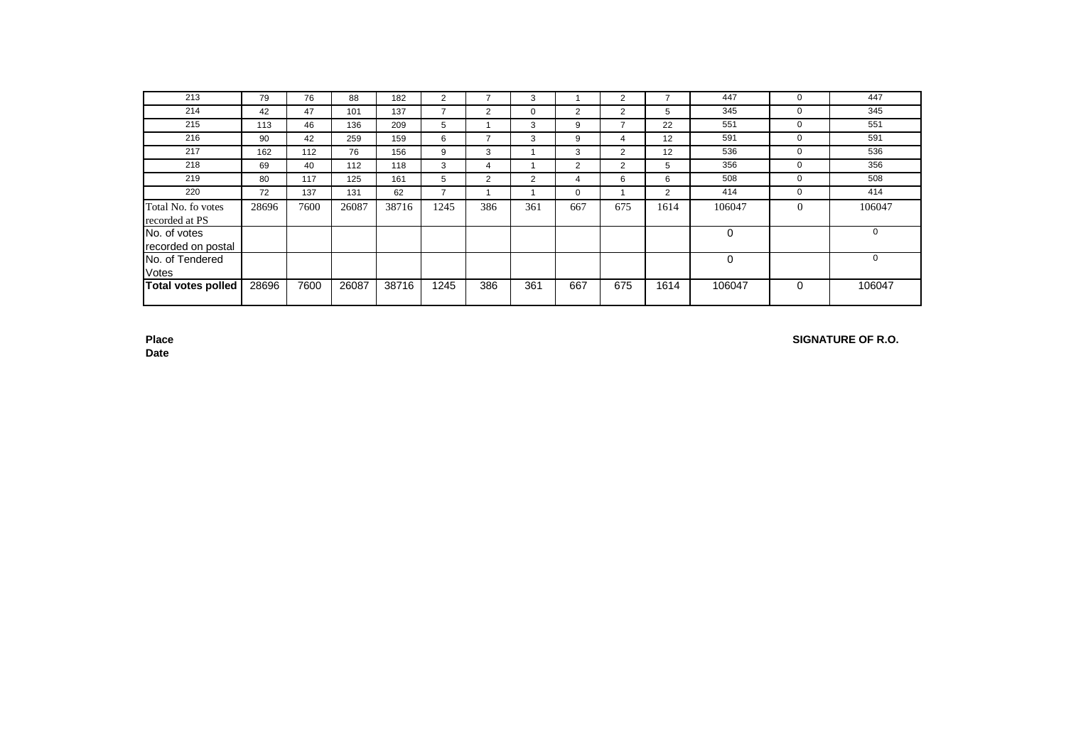| | | | | | | | | | | | | | |
|---|---|---|---|---|---|---|---|---|---|---|---|---|---|
| 213 | 79 | 76 | 88 | 182 | 2 | 7 | 3 | 1 | 2 | 7 | 447 | 0 | 447 |
| 214 | 42 | 47 | 101 | 137 | 7 | 2 | 0 | 2 | 2 | 5 | 345 | 0 | 345 |
| 215 | 113 | 46 | 136 | 209 | 5 | 1 | 3 | 9 | 7 | 22 | 551 | 0 | 551 |
| 216 | 90 | 42 | 259 | 159 | 6 | 7 | 3 | 9 | 4 | 12 | 591 | 0 | 591 |
| 217 | 162 | 112 | 76 | 156 | 9 | 3 | 1 | 3 | 2 | 12 | 536 | 0 | 536 |
| 218 | 69 | 40 | 112 | 118 | 3 | 4 | 1 | 2 | 2 | 5 | 356 | 0 | 356 |
| 219 | 80 | 117 | 125 | 161 | 5 | 2 | 2 | 4 | 6 | 6 | 508 | 0 | 508 |
| 220 | 72 | 137 | 131 | 62 | 7 | 1 | 1 | 0 | 1 | 2 | 414 | 0 | 414 |
| Total No. fo votes recorded at PS | 28696 | 7600 | 26087 | 38716 | 1245 | 386 | 361 | 667 | 675 | 1614 | 106047 | 0 | 106047 |
| No. of votes recorded on postal | | | | | | | | | | | 0 | | 0 |
| No. of Tendered Votes | | | | | | | | | | | 0 | | 0 |
| **Total votes polled** | 28696 | 7600 | 26087 | 38716 | 1245 | 386 | 361 | 667 | 675 | 1614 | 106047 | 0 | 106047 |

**Place**

**Date**

**SIGNATURE OF R.O.**